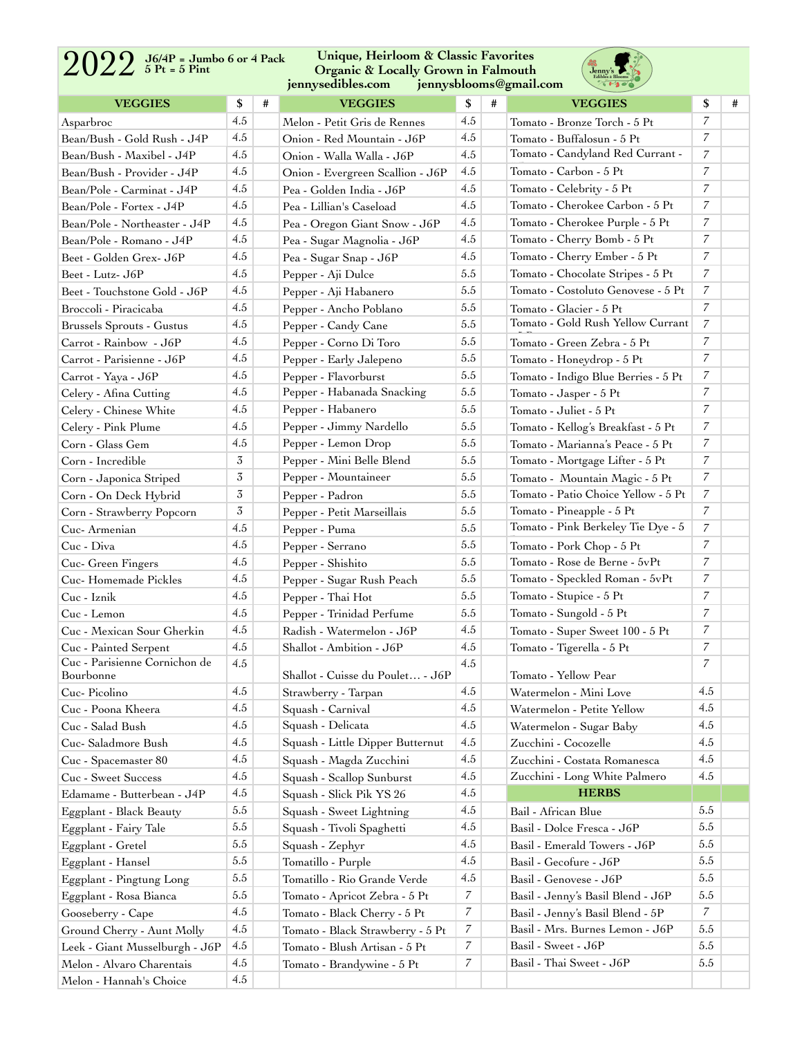# 2022

**J6/4P = Jumbo 6 or 4 Pack**
**5 Pt = 5 Pint**

**Unique, Heirloom & Classic Favorites**
**Organic & Locally Grown in Falmouth**
**jennysedibles.com jennysblooms@gmail.com**

| VEGGIES | $ | # | VEGGIES | $ | # | VEGGIES | $ | # |
|---|---|---|---|---|---|---|---|---|
| Asparbroc | 4.5 | | Melon - Petit Gris de Rennes | 4.5 | | Tomato - Bronze Torch - 5 Pt | 7 | |
| Bean/Bush - Gold Rush - J4P | 4.5 | | Onion - Red Mountain - J6P | 4.5 | | Tomato - Buffalosun - 5 Pt | 7 | |
| Bean/Bush - Maxibel - J4P | 4.5 | | Onion - Walla Walla - J6P | 4.5 | | Tomato - Candyland Red Currant - | 7 | |
| Bean/Bush - Provider - J4P | 4.5 | | Onion - Evergreen Scallion - J6P | 4.5 | | Tomato - Carbon - 5 Pt | 7 | |
| Bean/Pole - Carminat - J4P | 4.5 | | Pea - Golden India - J6P | 4.5 | | Tomato - Celebrity - 5 Pt | 7 | |
| Bean/Pole - Fortex - J4P | 4.5 | | Pea - Lillian's Caseload | 4.5 | | Tomato - Cherokee Carbon - 5 Pt | 7 | |
| Bean/Pole - Northeaster - J4P | 4.5 | | Pea - Oregon Giant Snow - J6P | 4.5 | | Tomato - Cherokee Purple - 5 Pt | 7 | |
| Bean/Pole - Romano - J4P | 4.5 | | Pea - Sugar Magnolia - J6P | 4.5 | | Tomato - Cherry Bomb - 5 Pt | 7 | |
| Beet - Golden Grex- J6P | 4.5 | | Pea - Sugar Snap - J6P | 4.5 | | Tomato - Cherry Ember - 5 Pt | 7 | |
| Beet - Lutz- J6P | 4.5 | | Pepper - Aji Dulce | 5.5 | | Tomato - Chocolate Stripes - 5 Pt | 7 | |
| Beet - Touchstone Gold - J6P | 4.5 | | Pepper - Aji Habanero | 5.5 | | Tomato - Costoluto Genovese - 5 Pt | 7 | |
| Broccoli - Piracicaba | 4.5 | | Pepper - Ancho Poblano | 5.5 | | Tomato - Glacier - 5 Pt | 7 | |
| Brussels Sprouts - Gustus | 4.5 | | Pepper - Candy Cane | 5.5 | | Tomato - Gold Rush Yellow Currant | 7 | |
| Carrot - Rainbow - J6P | 4.5 | | Pepper - Corno Di Toro | 5.5 | | Tomato - Green Zebra - 5 Pt | 7 | |
| Carrot - Parisienne - J6P | 4.5 | | Pepper - Early Jalepeno | 5.5 | | Tomato - Honeydrop - 5 Pt | 7 | |
| Carrot - Yaya - J6P | 4.5 | | Pepper - Flavorburst | 5.5 | | Tomato - Indigo Blue Berries - 5 Pt | 7 | |
| Celery - Afina Cutting | 4.5 | | Pepper - Habanada Snacking | 5.5 | | Tomato - Jasper - 5 Pt | 7 | |
| Celery - Chinese White | 4.5 | | Pepper - Habanero | 5.5 | | Tomato - Juliet - 5 Pt | 7 | |
| Celery - Pink Plume | 4.5 | | Pepper - Jimmy Nardello | 5.5 | | Tomato - Kellog's Breakfast - 5 Pt | 7 | |
| Corn - Glass Gem | 4.5 | | Pepper - Lemon Drop | 5.5 | | Tomato - Marianna's Peace - 5 Pt | 7 | |
| Corn - Incredible | 3 | | Pepper - Mini Belle Blend | 5.5 | | Tomato - Mortgage Lifter - 5 Pt | 7 | |
| Corn - Japonica Striped | 3 | | Pepper - Mountaineer | 5.5 | | Tomato - Mountain Magic - 5 Pt | 7 | |
| Corn - On Deck Hybrid | 3 | | Pepper - Padron | 5.5 | | Tomato - Patio Choice Yellow - 5 Pt | 7 | |
| Corn - Strawberry Popcorn | 3 | | Pepper - Petit Marseillais | 5.5 | | Tomato - Pineapple - 5 Pt | 7 | |
| Cuc- Armenian | 4.5 | | Pepper - Puma | 5.5 | | Tomato - Pink Berkeley Tie Dye - 5 | 7 | |
| Cuc - Diva | 4.5 | | Pepper - Serrano | 5.5 | | Tomato - Pork Chop - 5 Pt | 7 | |
| Cuc- Green Fingers | 4.5 | | Pepper - Shishito | 5.5 | | Tomato - Rose de Berne - 5vPt | 7 | |
| Cuc- Homemade Pickles | 4.5 | | Pepper - Sugar Rush Peach | 5.5 | | Tomato - Speckled Roman - 5vPt | 7 | |
| Cuc - Iznik | 4.5 | | Pepper - Thai Hot | 5.5 | | Tomato - Stupice - 5 Pt | 7 | |
| Cuc - Lemon | 4.5 | | Pepper - Trinidad Perfume | 5.5 | | Tomato - Sungold - 5 Pt | 7 | |
| Cuc - Mexican Sour Gherkin | 4.5 | | Radish - Watermelon - J6P | 4.5 | | Tomato - Super Sweet 100 - 5 Pt | 7 | |
| Cuc - Painted Serpent | 4.5 | | Shallot - Ambition - J6P | 4.5 | | Tomato - Tigerella - 5 Pt | 7 | |
| Cuc - Parisienne Cornichon de Bourbonne | 4.5 | | Shallot - Cuisse du Poulet… - J6P | 4.5 | | Tomato - Yellow Pear | 7 | |
| Cuc- Picolino | 4.5 | | Strawberry - Tarpan | 4.5 | | Watermelon - Mini Love | 4.5 | |
| Cuc - Poona Kheera | 4.5 | | Squash - Carnival | 4.5 | | Watermelon - Petite Yellow | 4.5 | |
| Cuc - Salad Bush | 4.5 | | Squash - Delicata | 4.5 | | Watermelon - Sugar Baby | 4.5 | |
| Cuc- Saladmore Bush | 4.5 | | Squash - Little Dipper Butternut | 4.5 | | Zucchini - Cocozelle | 4.5 | |
| Cuc - Spacemaster 80 | 4.5 | | Squash - Magda Zucchini | 4.5 | | Zucchini - Costata Romanesca | 4.5 | |
| Cuc - Sweet Success | 4.5 | | Squash - Scallop Sunburst | 4.5 | | Zucchini - Long White Palmero | 4.5 | |
| Edamame - Butterbean - J4P | 4.5 | | Squash - Slick Pik YS 26 | 4.5 | | **HERBS** | | |
| Eggplant - Black Beauty | 5.5 | | Squash - Sweet Lightning | 4.5 | | Bail - African Blue | 5.5 | |
| Eggplant - Fairy Tale | 5.5 | | Squash - Tivoli Spaghetti | 4.5 | | Basil - Dolce Fresca - J6P | 5.5 | |
| Eggplant - Gretel | 5.5 | | Squash - Zephyr | 4.5 | | Basil - Emerald Towers - J6P | 5.5 | |
| Eggplant - Hansel | 5.5 | | Tomatillo - Purple | 4.5 | | Basil - Gecofure - J6P | 5.5 | |
| Eggplant - Pingtung Long | 5.5 | | Tomatillo - Rio Grande Verde | 4.5 | | Basil - Genovese - J6P | 5.5 | |
| Eggplant - Rosa Bianca | 5.5 | | Tomato - Apricot Zebra - 5 Pt | 7 | | Basil - Jenny's Basil Blend - J6P | 5.5 | |
| Gooseberry - Cape | 4.5 | | Tomato - Black Cherry - 5 Pt | 7 | | Basil - Jenny's Basil Blend - 5P | 7 | |
| Ground Cherry - Aunt Molly | 4.5 | | Tomato - Black Strawberry - 5 Pt | 7 | | Basil - Mrs. Burnes Lemon - J6P | 5.5 | |
| Leek - Giant Musselburgh - J6P | 4.5 | | Tomato - Blush Artisan - 5 Pt | 7 | | Basil - Sweet - J6P | 5.5 | |
| Melon - Alvaro Charentais | 4.5 | | Tomato - Brandywine - 5 Pt | 7 | | Basil - Thai Sweet - J6P | 5.5 | |
| Melon - Hannah's Choice | 4.5 | | | | | | | |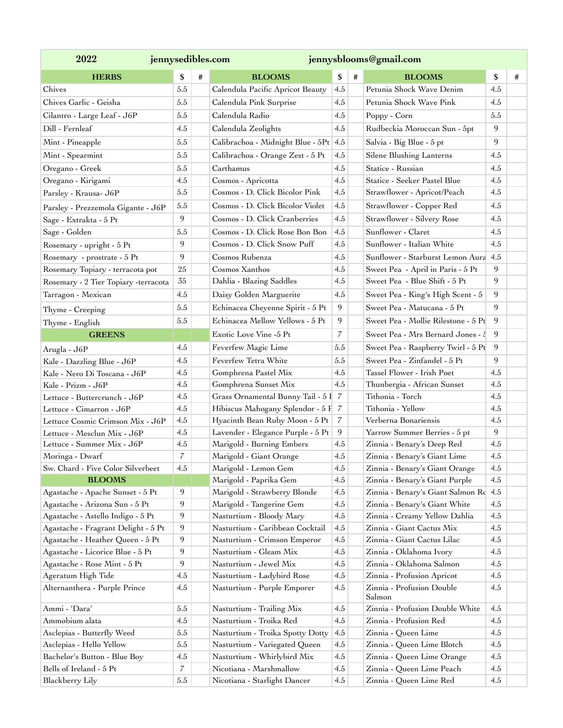| 2022 | jennysedibles.com | | | jennysblooms@gmail.com | | | | |
|---|---|---|---|---|---|---|---|---|
| **HERBS** | **$** | **#** | **BLOOMS** | **$** | **#** | **BLOOMS** | **$** | **#** |
| Chives | 5.5 | | Calendula Pacific Apricot Beauty | 4.5 | | Petunia Shock Wave Denim | 4.5 | |
| Chives Garlic - Geisha | 5.5 | | Calendula Pink Surprise | 4.5 | | Petunia Shock Wave Pink | 4.5 | |
| Cilantro - Large Leaf - J6P | 5.5 | | Calendula Radio | 4.5 | | Poppy - Corn | 5.5 | |
| Dill - Fernleaf | 4.5 | | Calendula Zeolights | 4.5 | | Rudbeckia Moroccan Sun - 5pt | 9 | |
| Mint - Pineapple | 5.5 | | Calibrachoa - Midnight Blue - 5Pt | 4.5 | | Salvia - Big Blue - 5 pt | 9 | |
| Mint - Spearmint | 5.5 | | Calibrachoa - Orange Zest - 5 Pt | 4.5 | | Silene Blushing Lanterns | 4.5 | |
| Oregano - Greek | 5.5 | | Carthamus | 4.5 | | Statice - Russian | 4.5 | |
| Oregano - Kirigami | 4.5 | | Cosmos - Apricotta | 4.5 | | Statice - Seeker Pastel Blue | 4.5 | |
| Parsley - Krausa- J6P | 5.5 | | Cosmos - D. Click Bicolor Pink | 4.5 | | Strawflower - Apricot/Peach | 4.5 | |
| Parsley - Prezzemola Gigante - J6P | 5.5 | | Cosmos - D. Click Bicolor Violet | 4.5 | | Strawflower - Copper Red | 4.5 | |
| Sage - Extrakta - 5 Pt | 9 | | Cosmos - D. Click Cranberries | 4.5 | | Strawflower - Silvery Rose | 4.5 | |
| Sage - Golden | 5.5 | | Cosmos - D. Click Rose Bon Bon | 4.5 | | Sunflower - Claret | 4.5 | |
| Rosemary - upright - 5 Pt | 9 | | Cosmos - D. Click Snow Puff | 4.5 | | Sunflower - Italian White | 4.5 | |
| Rosemary - prostrate - 5 Pt | 9 | | Cosmos Rubenza | 4.5 | | Sunflower - Starburst Lemon Aura | 4.5 | |
| Rosemary Topiary - terracota pot | 25 | | Cosmos Xanthos | 4.5 | | Sweet Pea - April in Paris - 5 Pt | 9 | |
| Rosemary - 2 Tier Topiary -terracota | 35 | | Dahlia - Blazing Saddles | 4.5 | | Sweet Pea - Blue Shift - 5 Pt | 9 | |
| Tarragon - Mexican | 4.5 | | Daisy Golden Marguerite | 4.5 | | Sweet Pea - King's High Scent - 5 | 9 | |
| Thyme - Creeping | 5.5 | | Echinacea Cheyenne Spirit - 5 Pt | 9 | | Sweet Pea - Matucana - 5 Pt | 9 | |
| Thyme - English | 5.5 | | Echinacea Mellow Yellows - 5 Pt | 9 | | Sweet Pea - Mollie Rilestone - 5 Pt | 9 | |
| **GREENS** | | | Exotic Love Vine -5 Pt | 7 | | Sweet Pea - Mrs Bernard Jones - 5 | 9 | |
| Arugla - J6P | 4.5 | | Feverfew Magic Lime | 5.5 | | Sweet Pea - Raspberry Twirl - 5 Pt | 9 | |
| Kale - Dazzling Blue - J6P | 4.5 | | Feverfew Tetra White | 5.5 | | Sweet Pea - Zinfandel - 5 Pt | 9 | |
| Kale - Nero Di Toscana - J6P | 4.5 | | Gomphrena Pastel Mix | 4.5 | | Tassel Flower - Irish Poet | 4.5 | |
| Kale - Prizm - J6P | 4.5 | | Gomphrena Sunset Mix | 4.5 | | Thunbergia - African Sunset | 4.5 | |
| Lettuce - Buttercrunch - J6P | 4.5 | | Grass Ornamental Bunny Tail - 5 P | 7 | | Tithonia - Torch | 4.5 | |
| Lettuce - Cimarron - J6P | 4.5 | | Hibiscus Mahogany Splendor - 5 P | 7 | | Tithonia - Yellow | 4.5 | |
| Lettuce Cosmic Crimson Mix - J6P | 4.5 | | Hyacinth Bean Ruby Moon - 5 Pt | 7 | | Verberna Bonariensis | 4.5 | |
| Lettuce - Mesclun Mix - J6P | 4.5 | | Lavender - Elegance Purple - 5 Pt | 9 | | Yarrow Summer Berries - 5 pt | 9 | |
| Lettuce - Summer Mix - J6P | 4.5 | | Marigold - Burning Embers | 4.5 | | Zinnia - Benary's Deep Red | 4.5 | |
| Moringa - Dwarf | 7 | | Marigold - Giant Orange | 4.5 | | Zinnia - Benary's Giant Lime | 4.5 | |
| Sw. Chard - Five Color Silverbeet | 4.5 | | Marigold - Lemon Gem | 4.5 | | Zinnia - Benary's Giant Orange | 4.5 | |
| **BLOOMS** | | | Marigold - Paprika Gem | 4.5 | | Zinnia - Benary's Giant Purple | 4.5 | |
| Agastache - Apache Sunset - 5 Pt | 9 | | Marigold - Strawberry Blonde | 4.5 | | Zinnia - Benary's Giant Salmon Ro | 4.5 | |
| Agastache - Arizona Sun - 5 Pt | 9 | | Marigold - Tangerine Gem | 4.5 | | Zinnia - Benary's Giant White | 4.5 | |
| Agastache - Astello Indigo - 5 Pt | 9 | | Nasturtium - Bloody Mary | 4.5 | | Zinnia - Creamy Yellow Dahlia | 4.5 | |
| Agastache - Fragrant Delight - 5 Pt | 9 | | Nasturtium - Caribbean Cocktail | 4.5 | | Zinnia - Giant Cactus Mix | 4.5 | |
| Agastache - Heather Queen - 5 Pt | 9 | | Nasturtium - Crimson Emperor | 4.5 | | Zinnia - Giant Cactus Lilac | 4.5 | |
| Agastache - Licorice Blue - 5 Pt | 9 | | Nasturtium - Gleam Mix | 4.5 | | Zinnia - Oklahoma Ivory | 4.5 | |
| Agastache - Rose Mint - 5 Pt | 9 | | Nasturtium - Jewel Mix | 4.5 | | Zinnia - Oklahoma Salmon | 4.5 | |
| Ageratum High Tide | 4.5 | | Nasturtium - Ladybird Rose | 4.5 | | Zinnia - Profusion Apricot | 4.5 | |
| Alternanthera - Purple Prince | 4.5 | | Nasturtium - Purple Emporer | 4.5 | | Zinnia - Profusion Double Salmon | 4.5 | |
| Ammi - 'Dara' | 5.5 | | Nasturtium - Trailing Mix | 4.5 | | Zinnia - Profusion Double White | 4.5 | |
| Ammobium alata | 4.5 | | Nasturtium - Troika Red | 4.5 | | Zinnia - Profusion Red | 4.5 | |
| Asclepias - Butterfly Weed | 5.5 | | Nasturtium - Troika Spotty Dotty | 4.5 | | Zinnia - Queen Lime | 4.5 | |
| Asclepias - Hello Yellow | 5.5 | | Nasturtium - Variegated Queen | 4.5 | | Zinnia - Queen Lime Blotch | 4.5 | |
| Bachelor's Button - Blue Boy | 4.5 | | Nasturtium - Whirlybird Mix | 4.5 | | Zinnia - Queen Lime Orange | 4.5 | |
| Bells of Ireland - 5 Pt | 7 | | Nicotiana - Marshmallow | 4.5 | | Zinnia - Queen Lime Peach | 4.5 | |
| Blackberry Lily | 5.5 | | Nicotiana - Starlight Dancer | 4.5 | | Zinnia - Queen Lime Red | 4.5 | |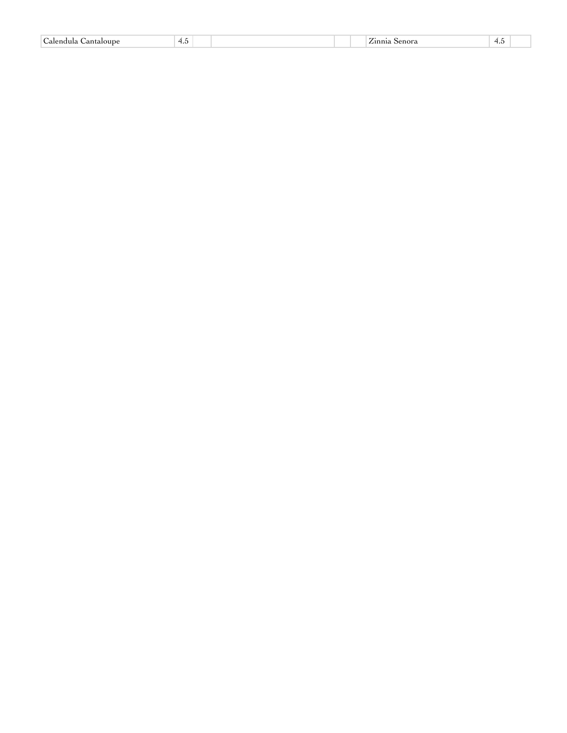| | | | | | | | | |
|---|---|---|---|---|---|---|---|---|
| Calendula Cantaloupe | 4.5 | | | | | Zinnia Senora | 4.5 | |